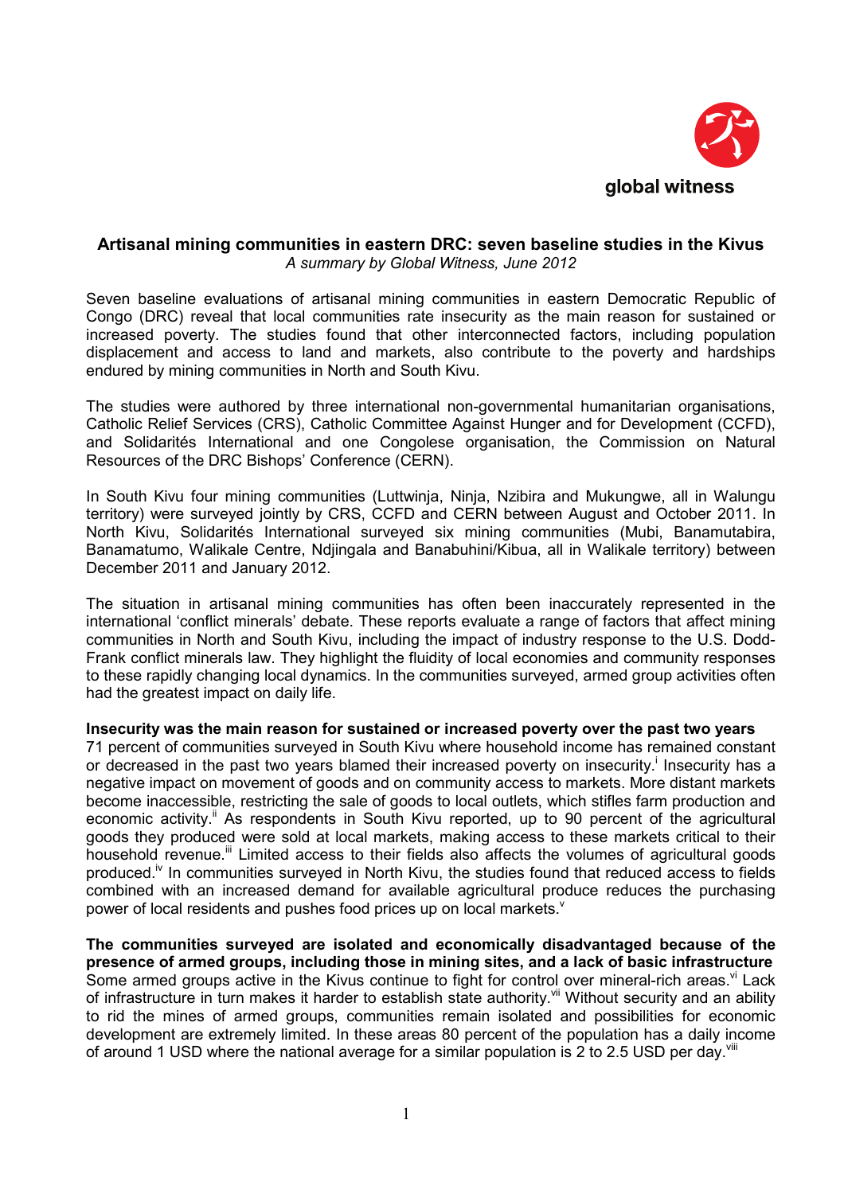global witness

# Artisanal mining communities in eastern DRC: seven baseline studies in the Kivus

*A summary by Global Witness, June 2012*

Seven baseline evaluations of artisanal mining communities in eastern Democratic Republic of Congo (DRC) reveal that local communities rate insecurity as the main reason for sustained or increased poverty. The studies found that other interconnected factors, including population displacement and access to land and markets, also contribute to the poverty and hardships endured by mining communities in North and South Kivu.

The studies were authored by three international non-governmental humanitarian organisations, Catholic Relief Services (CRS), Catholic Committee Against Hunger and for Development (CCFD), and Solidarités International and one Congolese organisation, the Commission on Natural Resources of the DRC Bishops' Conference (CERN).

In South Kivu four mining communities (Luttwinja, Ninja, Nzibira and Mukungwe, all in Walungu territory) were surveyed jointly by CRS, CCFD and CERN between August and October 2011. In North Kivu, Solidarités International surveyed six mining communities (Mubi, Banamutabira, Banamatumo, Walikale Centre, Ndjingala and Banabuhini/Kibua, all in Walikale territory) between December 2011 and January 2012.

The situation in artisanal mining communities has often been inaccurately represented in the international 'conflict minerals' debate. These reports evaluate a range of factors that affect mining communities in North and South Kivu, including the impact of industry response to the U.S. Dodd-Frank conflict minerals law. They highlight the fluidity of local economies and community responses to these rapidly changing local dynamics. In the communities surveyed, armed group activities often had the greatest impact on daily life.

**Insecurity was the main reason for sustained or increased poverty over the past two years**

71 percent of communities surveyed in South Kivu where household income has remained constant or decreased in the past two years blamed their increased poverty on insecurity.[i] Insecurity has a negative impact on movement of goods and on community access to markets. More distant markets become inaccessible, restricting the sale of goods to local outlets, which stifles farm production and economic activity.[ii] As respondents in South Kivu reported, up to 90 percent of the agricultural goods they produced were sold at local markets, making access to these markets critical to their household revenue.[iii] Limited access to their fields also affects the volumes of agricultural goods produced.[iv] In communities surveyed in North Kivu, the studies found that reduced access to fields combined with an increased demand for available agricultural produce reduces the purchasing power of local residents and pushes food prices up on local markets.[v]

**The communities surveyed are isolated and economically disadvantaged because of the presence of armed groups, including those in mining sites, and a lack of basic infrastructure**

Some armed groups active in the Kivus continue to fight for control over mineral-rich areas.[vi] Lack of infrastructure in turn makes it harder to establish state authority.[vii] Without security and an ability to rid the mines of armed groups, communities remain isolated and possibilities for economic development are extremely limited. In these areas 80 percent of the population has a daily income of around 1 USD where the national average for a similar population is 2 to 2.5 USD per day.[viii]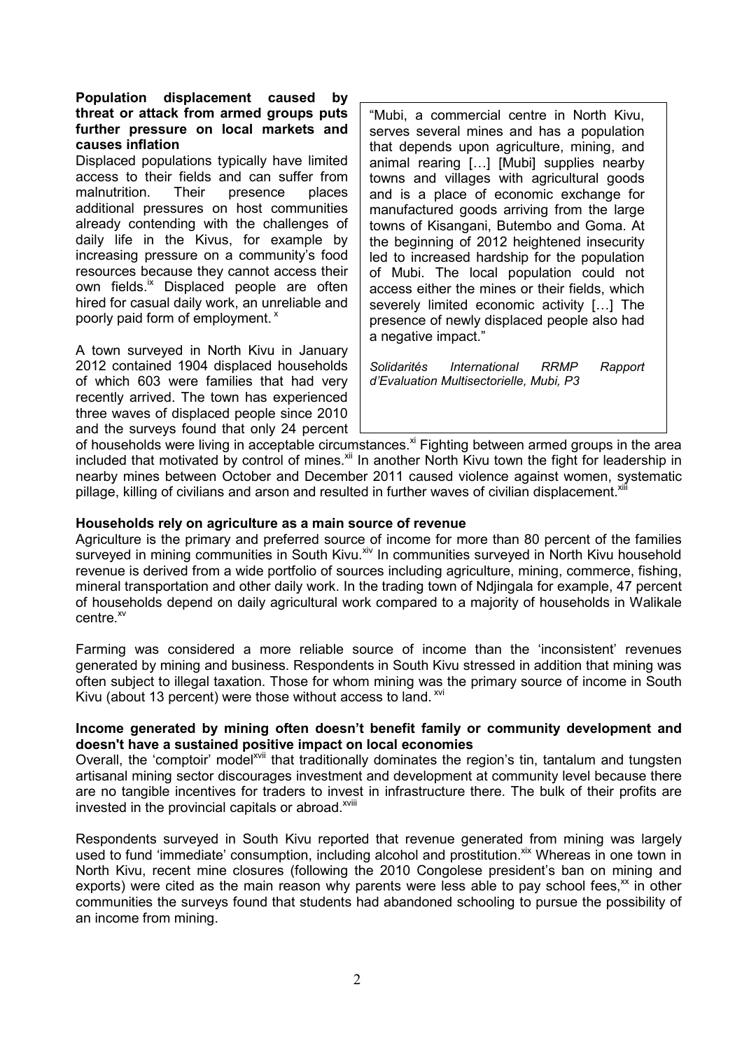**Population displacement caused by threat or attack from armed groups puts further pressure on local markets and causes inflation**

Displaced populations typically have limited access to their fields and can suffer from malnutrition. Their presence places additional pressures on host communities already contending with the challenges of daily life in the Kivus, for example by increasing pressure on a community's food resources because they cannot access their own fields.[ix] Displaced people are often hired for casual daily work, an unreliable and poorly paid form of employment.[x]

> "Mubi, a commercial centre in North Kivu, serves several mines and has a population that depends upon agriculture, mining, and animal rearing […] [Mubi] supplies nearby towns and villages with agricultural goods and is a place of economic exchange for manufactured goods arriving from the large towns of Kisangani, Butembo and Goma. At the beginning of 2012 heightened insecurity led to increased hardship for the population of Mubi. The local population could not access either the mines or their fields, which severely limited economic activity […] The presence of newly displaced people also had a negative impact."
>
> *Solidarités International RRMP Rapport d'Evaluation Multisectorielle, Mubi, P3*

A town surveyed in North Kivu in January 2012 contained 1904 displaced households of which 603 were families that had very recently arrived. The town has experienced three waves of displaced people since 2010 and the surveys found that only 24 percent of households were living in acceptable circumstances.[xi] Fighting between armed groups in the area included that motivated by control of mines.[xii] In another North Kivu town the fight for leadership in nearby mines between October and December 2011 caused violence against women, systematic pillage, killing of civilians and arson and resulted in further waves of civilian displacement.[xiii]

**Households rely on agriculture as a main source of revenue**

Agriculture is the primary and preferred source of income for more than 80 percent of the families surveyed in mining communities in South Kivu.[xiv] In communities surveyed in North Kivu household revenue is derived from a wide portfolio of sources including agriculture, mining, commerce, fishing, mineral transportation and other daily work. In the trading town of Ndjingala for example, 47 percent of households depend on daily agricultural work compared to a majority of households in Walikale centre.[xv]

Farming was considered a more reliable source of income than the 'inconsistent' revenues generated by mining and business. Respondents in South Kivu stressed in addition that mining was often subject to illegal taxation. Those for whom mining was the primary source of income in South Kivu (about 13 percent) were those without access to land.[xvi]

**Income generated by mining often doesn't benefit family or community development and doesn't have a sustained positive impact on local economies**

Overall, the 'comptoir' model[xvii] that traditionally dominates the region's tin, tantalum and tungsten artisanal mining sector discourages investment and development at community level because there are no tangible incentives for traders to invest in infrastructure there. The bulk of their profits are invested in the provincial capitals or abroad.[xviii]

Respondents surveyed in South Kivu reported that revenue generated from mining was largely used to fund 'immediate' consumption, including alcohol and prostitution.[xix] Whereas in one town in North Kivu, recent mine closures (following the 2010 Congolese president's ban on mining and exports) were cited as the main reason why parents were less able to pay school fees,[xx] in other communities the surveys found that students had abandoned schooling to pursue the possibility of an income from mining.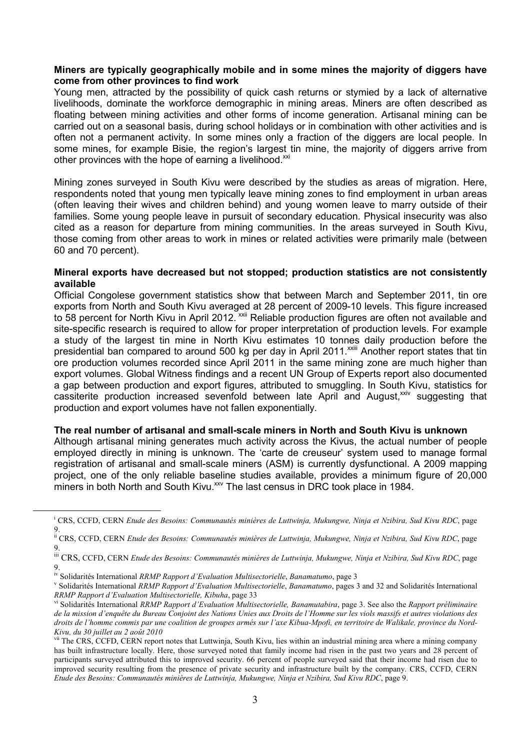**Miners are typically geographically mobile and in some mines the majority of diggers have come from other provinces to find work**

Young men, attracted by the possibility of quick cash returns or stymied by a lack of alternative livelihoods, dominate the workforce demographic in mining areas. Miners are often described as floating between mining activities and other forms of income generation. Artisanal mining can be carried out on a seasonal basis, during school holidays or in combination with other activities and is often not a permanent activity. In some mines only a fraction of the diggers are local people. In some mines, for example Bisie, the region's largest tin mine, the majority of diggers arrive from other provinces with the hope of earning a livelihood.[xxi]

Mining zones surveyed in South Kivu were described by the studies as areas of migration. Here, respondents noted that young men typically leave mining zones to find employment in urban areas (often leaving their wives and children behind) and young women leave to marry outside of their families. Some young people leave in pursuit of secondary education. Physical insecurity was also cited as a reason for departure from mining communities. In the areas surveyed in South Kivu, those coming from other areas to work in mines or related activities were primarily male (between 60 and 70 percent).

**Mineral exports have decreased but not stopped; production statistics are not consistently available**

Official Congolese government statistics show that between March and September 2011, tin ore exports from North and South Kivu averaged at 28 percent of 2009-10 levels. This figure increased to 58 percent for North Kivu in April 2012. [xxii] Reliable production figures are often not available and site-specific research is required to allow for proper interpretation of production levels. For example a study of the largest tin mine in North Kivu estimates 10 tonnes daily production before the presidential ban compared to around 500 kg per day in April 2011.[xxiii] Another report states that tin ore production volumes recorded since April 2011 in the same mining zone are much higher than export volumes. Global Witness findings and a recent UN Group of Experts report also documented a gap between production and export figures, attributed to smuggling. In South Kivu, statistics for cassiterite production increased sevenfold between late April and August,[xxiv] suggesting that production and export volumes have not fallen exponentially.

**The real number of artisanal and small-scale miners in North and South Kivu is unknown**

Although artisanal mining generates much activity across the Kivus, the actual number of people employed directly in mining is unknown. The 'carte de creuseur' system used to manage formal registration of artisanal and small-scale miners (ASM) is currently dysfunctional. A 2009 mapping project, one of the only reliable baseline studies available, provides a minimum figure of 20,000 miners in both North and South Kivu.[xxv] The last census in DRC took place in 1984.

---

[i] CRS, CCFD, CERN *Etude des Besoins: Communautés minières de Luttwinja, Mukungwe, Ninja et Nzibira, Sud Kivu RDC*, page 9.

[ii] CRS, CCFD, CERN *Etude des Besoins: Communautés minières de Luttwinja, Mukungwe, Ninja et Nzibira, Sud Kivu RDC*, page 9.

[iii] CRS, CCFD, CERN *Etude des Besoins: Communautés minières de Luttwinja, Mukungwe, Ninja et Nzibira, Sud Kivu RDC*, page 9.

[iv] Solidarités International *RRMP Rapport d'Evaluation Multisectorielle*, *Banamatumo*, page 3

[v] Solidarités International *RRMP Rapport d'Evaluation Multisectorielle*, *Banamatumo*, pages 3 and 32 and Solidarités International *RRMP Rapport d'Evaluation Multisectorielle, Kibuha*, page 33

[vi] Solidarités International *RRMP Rapport d'Evaluation Multisectorielle, Banamutabira*, page 3. See also the *Rapport préliminaire de la mission d'enquête du Bureau Conjoint des Nations Unies aux Droits de l'Homme sur les viols massifs et autres violations des droits de l'homme commis par une coalition de groupes armés sur l'axe Kibua-Mpofi, en territoire de Walikale, province du Nord-Kivu, du 30 juillet au 2 août 2010*

[vii] The CRS, CCFD, CERN report notes that Luttwinja, South Kivu, lies within an industrial mining area where a mining company has built infrastructure locally. Here, those surveyed noted that family income had risen in the past two years and 28 percent of participants surveyed attributed this to improved security. 66 percent of people surveyed said that their income had risen due to improved security resulting from the presence of private security and infrastructure built by the company. CRS, CCFD, CERN *Etude des Besoins: Communautés minières de Luttwinja, Mukungwe, Ninja et Nzibira, Sud Kivu RDC*, page 9.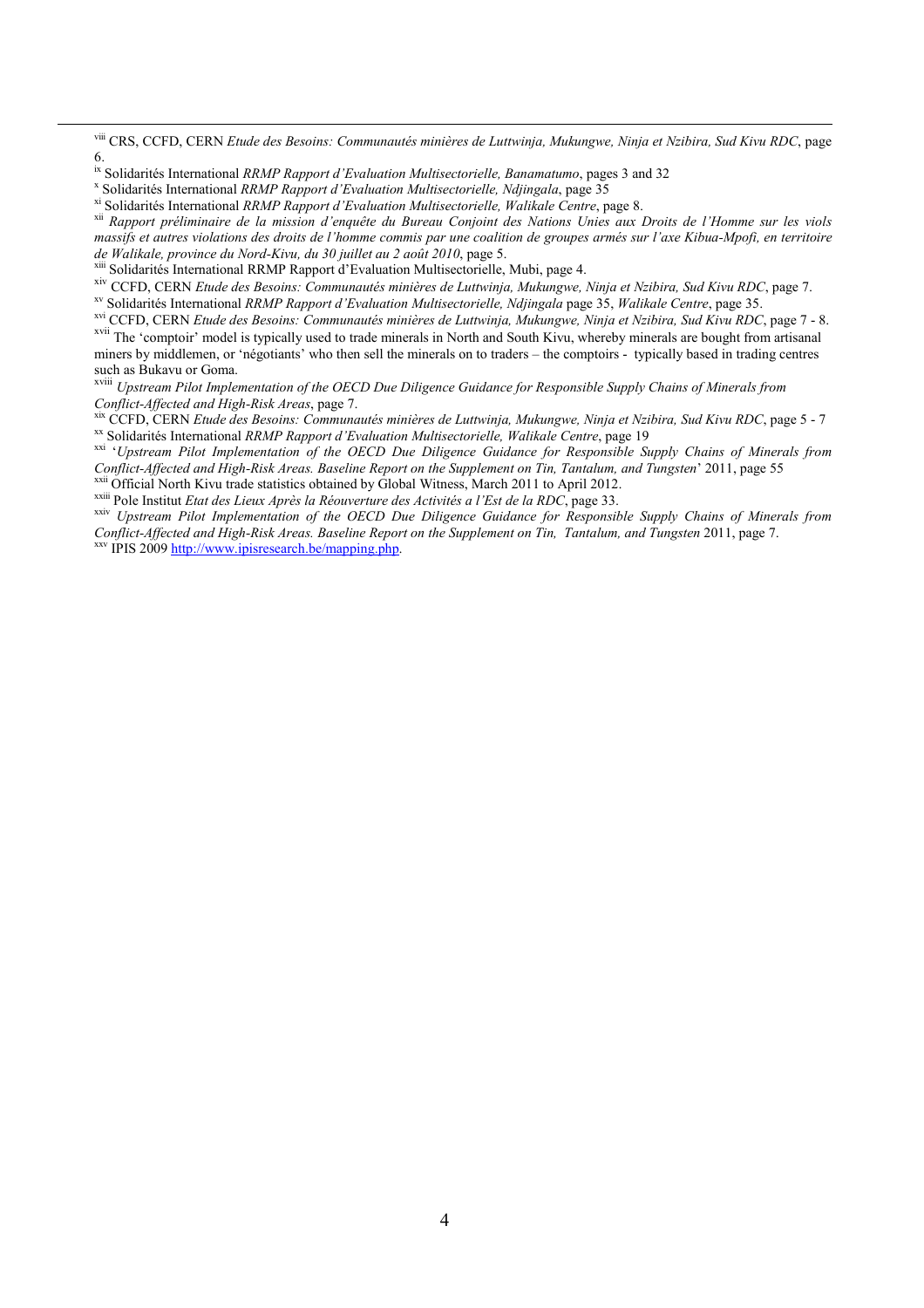[viii] CRS, CCFD, CERN *Etude des Besoins: Communautés minières de Luttwinja, Mukungwe, Ninja et Nzibira, Sud Kivu RDC*, page 6.

[ix] Solidarités International *RRMP Rapport d'Evaluation Multisectorielle, Banamatumo*, pages 3 and 32

[x] Solidarités International *RRMP Rapport d'Evaluation Multisectorielle, Ndjingala*, page 35

[xi] Solidarités International *RRMP Rapport d'Evaluation Multisectorielle, Walikale Centre*, page 8.

[xii] *Rapport préliminaire de la mission d'enquête du Bureau Conjoint des Nations Unies aux Droits de l'Homme sur les viols massifs et autres violations des droits de l'homme commis par une coalition de groupes armés sur l'axe Kibua-Mpofi, en territoire de Walikale, province du Nord-Kivu, du 30 juillet au 2 août 2010*, page 5.

[xiii] Solidarités International RRMP Rapport d'Evaluation Multisectorielle, Mubi, page 4.

[xiv] CCFD, CERN *Etude des Besoins: Communautés minières de Luttwinja, Mukungwe, Ninja et Nzibira, Sud Kivu RDC*, page 7.

[xv] Solidarités International *RRMP Rapport d'Evaluation Multisectorielle, Ndjingala* page 35, *Walikale Centre*, page 35.

[xvi] CCFD, CERN *Etude des Besoins: Communautés minières de Luttwinja, Mukungwe, Ninja et Nzibira, Sud Kivu RDC*, page 7 - 8.

[xvii] The 'comptoir' model is typically used to trade minerals in North and South Kivu, whereby minerals are bought from artisanal miners by middlemen, or 'négotiants' who then sell the minerals on to traders – the comptoirs - typically based in trading centres such as Bukavu or Goma.

[xviii] *Upstream Pilot Implementation of the OECD Due Diligence Guidance for Responsible Supply Chains of Minerals from Conflict-Affected and High-Risk Areas*, page 7.

[xix] CCFD, CERN *Etude des Besoins: Communautés minières de Luttwinja, Mukungwe, Ninja et Nzibira, Sud Kivu RDC*, page 5 - 7

[xx] Solidarités International *RRMP Rapport d'Evaluation Multisectorielle, Walikale Centre*, page 19

[xxi] '*Upstream Pilot Implementation of the OECD Due Diligence Guidance for Responsible Supply Chains of Minerals from Conflict-Affected and High-Risk Areas. Baseline Report on the Supplement on Tin, Tantalum, and Tungsten*' 2011, page 55

[xxii] Official North Kivu trade statistics obtained by Global Witness, March 2011 to April 2012.

[xxiii] Pole Institut *Etat des Lieux Après la Réouverture des Activités a l'Est de la RDC*, page 33.

[xxiv] *Upstream Pilot Implementation of the OECD Due Diligence Guidance for Responsible Supply Chains of Minerals from Conflict-Affected and High-Risk Areas. Baseline Report on the Supplement on Tin, Tantalum, and Tungsten* 2011, page 7.

[xxv] IPIS 2009 http://www.ipisresearch.be/mapping.php.